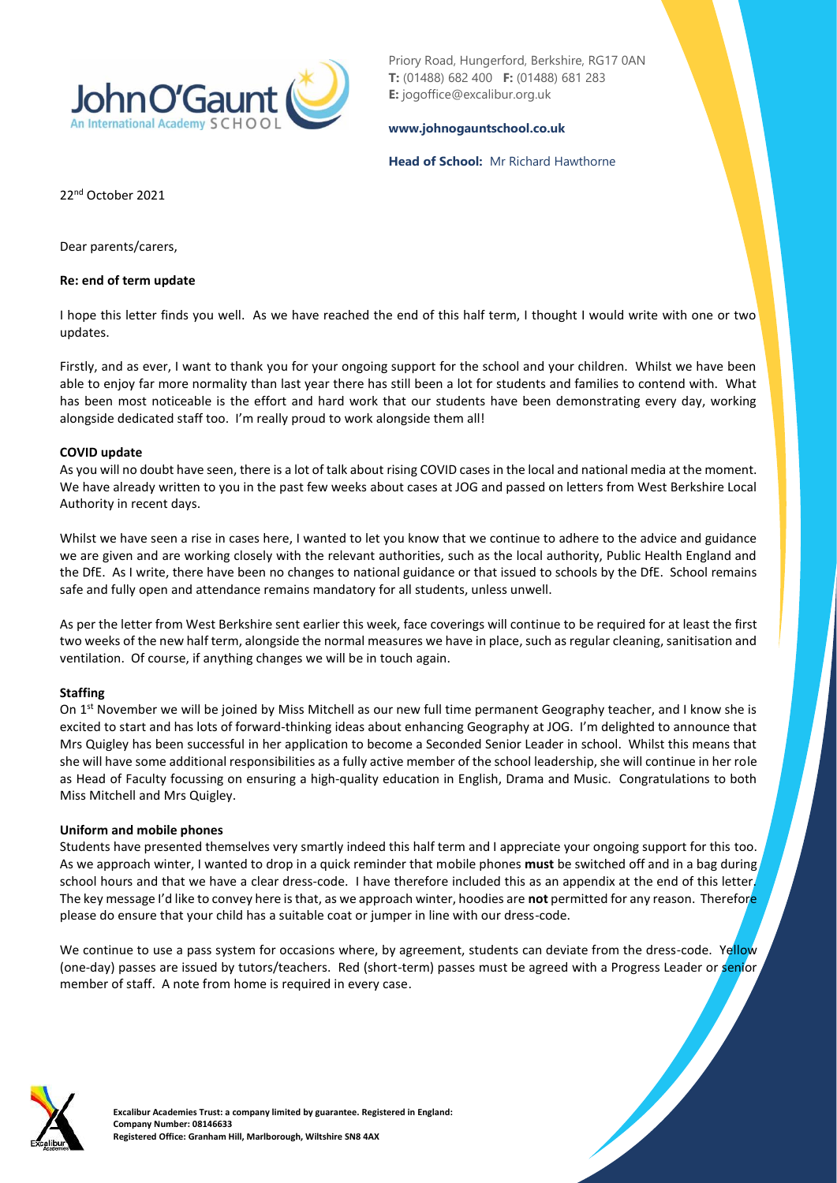Priory Road, Hungerford, Berkshire, RG17 0AN
**T:** (01488) 682 400 **F:** (01488) 681 283
**E:** jogoffice@excalibur.org.uk

**www.johnogauntschool.co.uk**

**Head of School:** Mr Richard Hawthorne

22nd October 2021

Dear parents/carers,

**Re: end of term update**

I hope this letter finds you well. As we have reached the end of this half term, I thought I would write with one or two updates.

Firstly, and as ever, I want to thank you for your ongoing support for the school and your children. Whilst we have been able to enjoy far more normality than last year there has still been a lot for students and families to contend with. What has been most noticeable is the effort and hard work that our students have been demonstrating every day, working alongside dedicated staff too. I'm really proud to work alongside them all!

**COVID update**

As you will no doubt have seen, there is a lot of talk about rising COVID cases in the local and national media at the moment. We have already written to you in the past few weeks about cases at JOG and passed on letters from West Berkshire Local Authority in recent days.

Whilst we have seen a rise in cases here, I wanted to let you know that we continue to adhere to the advice and guidance we are given and are working closely with the relevant authorities, such as the local authority, Public Health England and the DfE. As I write, there have been no changes to national guidance or that issued to schools by the DfE. School remains safe and fully open and attendance remains mandatory for all students, unless unwell.

As per the letter from West Berkshire sent earlier this week, face coverings will continue to be required for at least the first two weeks of the new half term, alongside the normal measures we have in place, such as regular cleaning, sanitisation and ventilation. Of course, if anything changes we will be in touch again.

**Staffing**

On 1st November we will be joined by Miss Mitchell as our new full time permanent Geography teacher, and I know she is excited to start and has lots of forward-thinking ideas about enhancing Geography at JOG. I'm delighted to announce that Mrs Quigley has been successful in her application to become a Seconded Senior Leader in school. Whilst this means that she will have some additional responsibilities as a fully active member of the school leadership, she will continue in her role as Head of Faculty focussing on ensuring a high-quality education in English, Drama and Music. Congratulations to both Miss Mitchell and Mrs Quigley.

**Uniform and mobile phones**

Students have presented themselves very smartly indeed this half term and I appreciate your ongoing support for this too. As we approach winter, I wanted to drop in a quick reminder that mobile phones **must** be switched off and in a bag during school hours and that we have a clear dress-code. I have therefore included this as an appendix at the end of this letter. The key message I'd like to convey here is that, as we approach winter, hoodies are **not** permitted for any reason. Therefore please do ensure that your child has a suitable coat or jumper in line with our dress-code.

We continue to use a pass system for occasions where, by agreement, students can deviate from the dress-code. Yellow (one-day) passes are issued by tutors/teachers. Red (short-term) passes must be agreed with a Progress Leader or senior member of staff. A note from home is required in every case.

**Excalibur Academies Trust: a company limited by guarantee. Registered in England:**
**Company Number: 08146633**
**Registered Office: Granham Hill, Marlborough, Wiltshire SN8 4AX**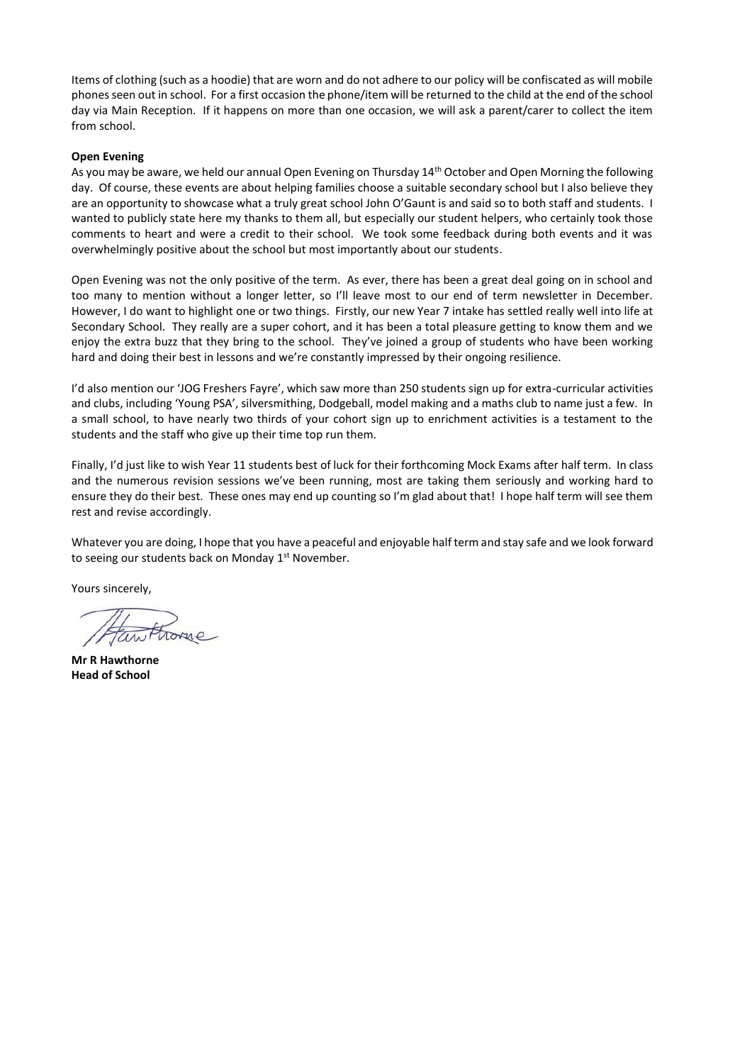Items of clothing (such as a hoodie) that are worn and do not adhere to our policy will be confiscated as will mobile phones seen out in school. For a first occasion the phone/item will be returned to the child at the end of the school day via Main Reception. If it happens on more than one occasion, we will ask a parent/carer to collect the item from school.

**Open Evening**

As you may be aware, we held our annual Open Evening on Thursday 14th October and Open Morning the following day. Of course, these events are about helping families choose a suitable secondary school but I also believe they are an opportunity to showcase what a truly great school John O'Gaunt is and said so to both staff and students. I wanted to publicly state here my thanks to them all, but especially our student helpers, who certainly took those comments to heart and were a credit to their school. We took some feedback during both events and it was overwhelmingly positive about the school but most importantly about our students.

Open Evening was not the only positive of the term. As ever, there has been a great deal going on in school and too many to mention without a longer letter, so I'll leave most to our end of term newsletter in December. However, I do want to highlight one or two things. Firstly, our new Year 7 intake has settled really well into life at Secondary School. They really are a super cohort, and it has been a total pleasure getting to know them and we enjoy the extra buzz that they bring to the school. They've joined a group of students who have been working hard and doing their best in lessons and we're constantly impressed by their ongoing resilience.

I'd also mention our 'JOG Freshers Fayre', which saw more than 250 students sign up for extra-curricular activities and clubs, including 'Young PSA', silversmithing, Dodgeball, model making and a maths club to name just a few. In a small school, to have nearly two thirds of your cohort sign up to enrichment activities is a testament to the students and the staff who give up their time top run them.

Finally, I'd just like to wish Year 11 students best of luck for their forthcoming Mock Exams after half term. In class and the numerous revision sessions we've been running, most are taking them seriously and working hard to ensure they do their best. These ones may end up counting so I'm glad about that! I hope half term will see them rest and revise accordingly.

Whatever you are doing, I hope that you have a peaceful and enjoyable half term and stay safe and we look forward to seeing our students back on Monday 1st November.

Yours sincerely,

**Mr R Hawthorne**
**Head of School**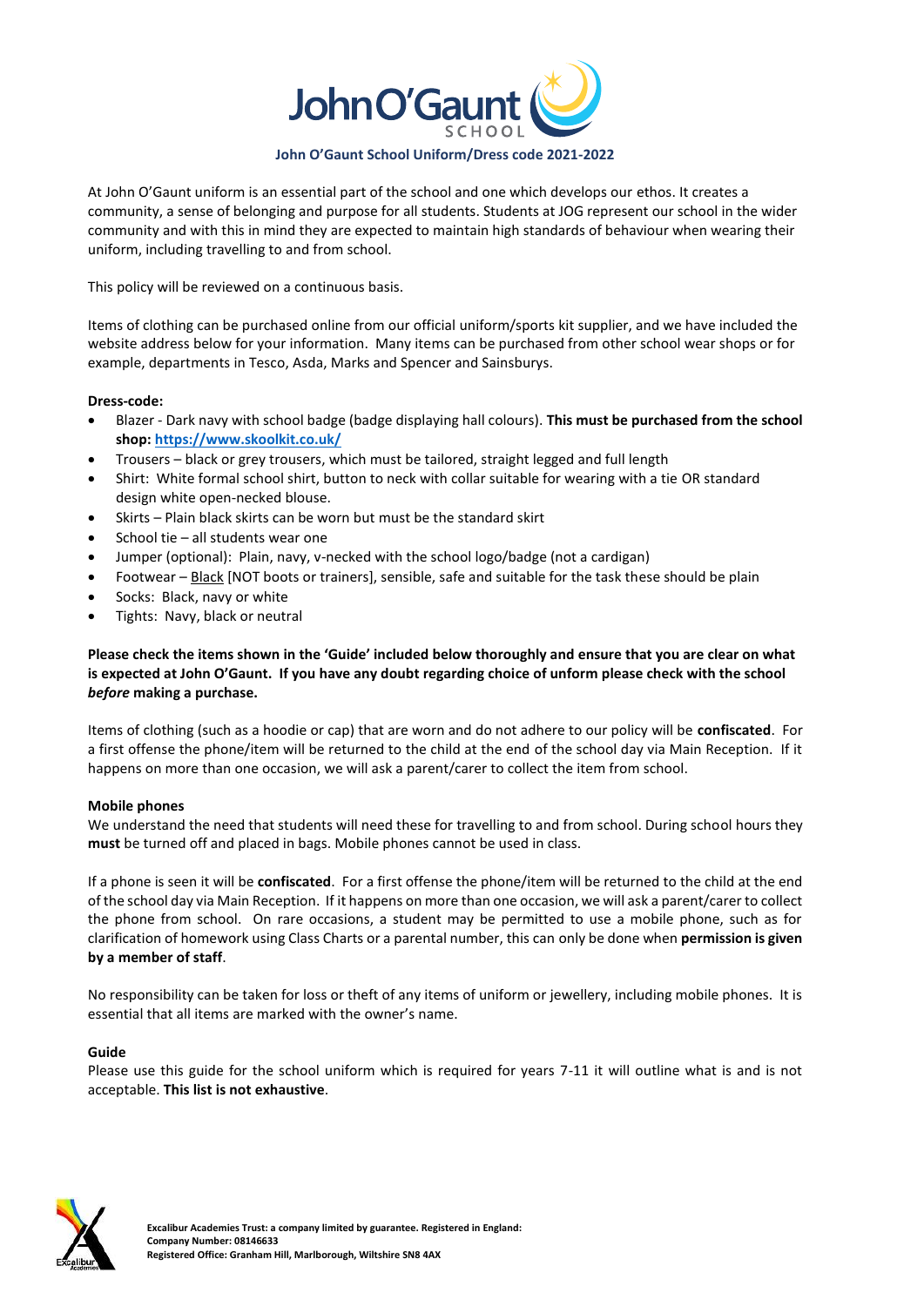**John O'Gaunt School Uniform/Dress code 2021-2022**

At John O'Gaunt uniform is an essential part of the school and one which develops our ethos. It creates a community, a sense of belonging and purpose for all students. Students at JOG represent our school in the wider community and with this in mind they are expected to maintain high standards of behaviour when wearing their uniform, including travelling to and from school.

This policy will be reviewed on a continuous basis.

Items of clothing can be purchased online from our official uniform/sports kit supplier, and we have included the website address below for your information. Many items can be purchased from other school wear shops or for example, departments in Tesco, Asda, Marks and Spencer and Sainsburys.

**Dress-code:**

- Blazer - Dark navy with school badge (badge displaying hall colours). **This must be purchased from the school shop: https://www.skoolkit.co.uk/**
- Trousers – black or grey trousers, which must be tailored, straight legged and full length
- Shirt: White formal school shirt, button to neck with collar suitable for wearing with a tie OR standard design white open-necked blouse.
- Skirts – Plain black skirts can be worn but must be the standard skirt
- School tie – all students wear one
- Jumper (optional): Plain, navy, v-necked with the school logo/badge (not a cardigan)
- Footwear – Black [NOT boots or trainers], sensible, safe and suitable for the task these should be plain
- Socks: Black, navy or white
- Tights: Navy, black or neutral

**Please check the items shown in the 'Guide' included below thoroughly and ensure that you are clear on what is expected at John O'Gaunt. If you have any doubt regarding choice of unform please check with the school *before* making a purchase.**

Items of clothing (such as a hoodie or cap) that are worn and do not adhere to our policy will be **confiscated**. For a first offense the phone/item will be returned to the child at the end of the school day via Main Reception. If it happens on more than one occasion, we will ask a parent/carer to collect the item from school.

**Mobile phones**

We understand the need that students will need these for travelling to and from school. During school hours they **must** be turned off and placed in bags. Mobile phones cannot be used in class.

If a phone is seen it will be **confiscated**. For a first offense the phone/item will be returned to the child at the end of the school day via Main Reception. If it happens on more than one occasion, we will ask a parent/carer to collect the phone from school. On rare occasions, a student may be permitted to use a mobile phone, such as for clarification of homework using Class Charts or a parental number, this can only be done when **permission is given by a member of staff**.

No responsibility can be taken for loss or theft of any items of uniform or jewellery, including mobile phones. It is essential that all items are marked with the owner's name.

**Guide**

Please use this guide for the school uniform which is required for years 7-11 it will outline what is and is not acceptable. **This list is not exhaustive**.

**Excalibur Academies Trust: a company limited by guarantee. Registered in England:**
**Company Number: 08146633**
**Registered Office: Granham Hill, Marlborough, Wiltshire SN8 4AX**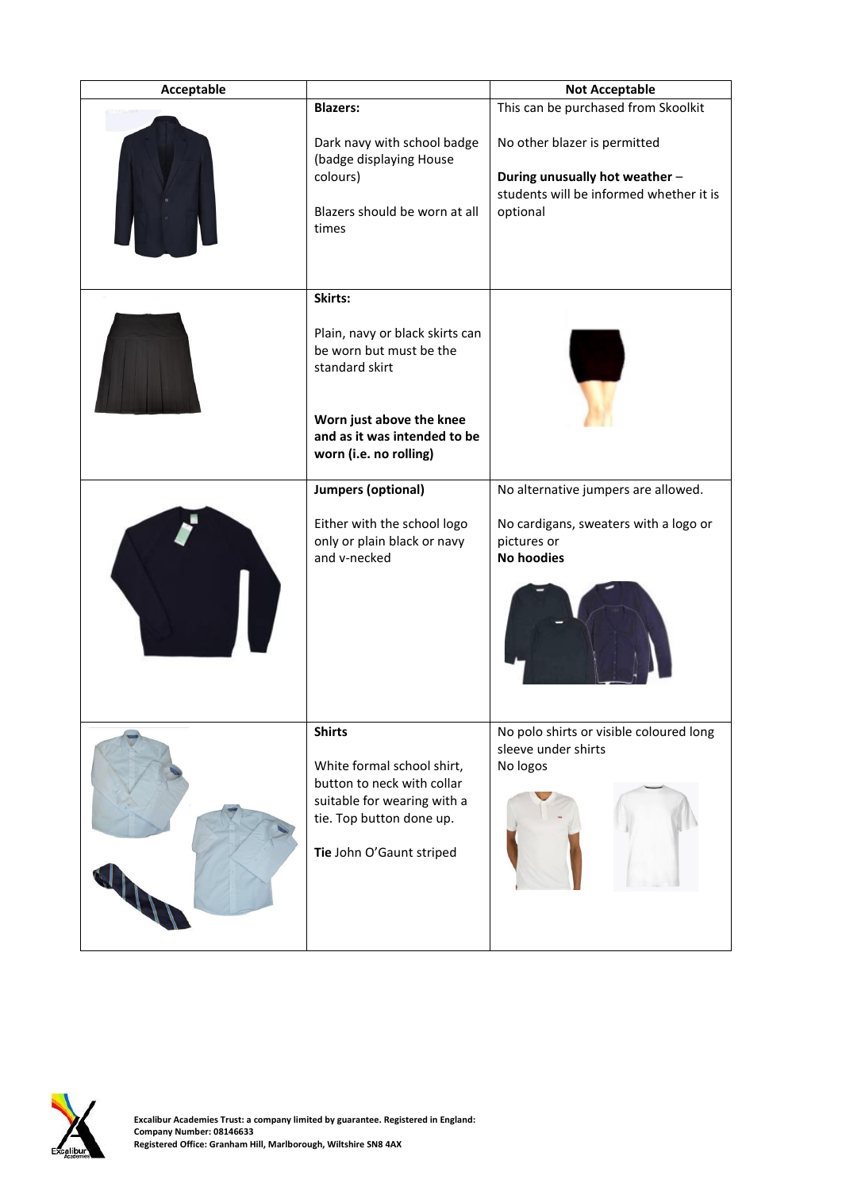| Acceptable | | Not Acceptable |
| --- | --- | --- |
| | **Blazers:**<br><br>Dark navy with school badge (badge displaying House colours)<br><br>Blazers should be worn at all times | This can be purchased from Skoolkit<br><br>No other blazer is permitted<br><br>**During unusually hot weather** – students will be informed whether it is optional |
| | **Skirts:**<br><br>Plain, navy or black skirts can be worn but must be the standard skirt<br><br>**Worn just above the knee and as it was intended to be worn (i.e. no rolling)** | |
| | **Jumpers (optional)**<br><br>Either with the school logo only or plain black or navy and v-necked | No alternative jumpers are allowed.<br><br>No cardigans, sweaters with a logo or pictures or<br>**No hoodies** |
| | **Shirts**<br><br>White formal school shirt, button to neck with collar suitable for wearing with a tie. Top button done up.<br><br>**Tie** John O'Gaunt striped | No polo shirts or visible coloured long sleeve under shirts<br>No logos |

**Excalibur Academies Trust: a company limited by guarantee. Registered in England:**
**Company Number: 08146633**
**Registered Office: Granham Hill, Marlborough, Wiltshire SN8 4AX**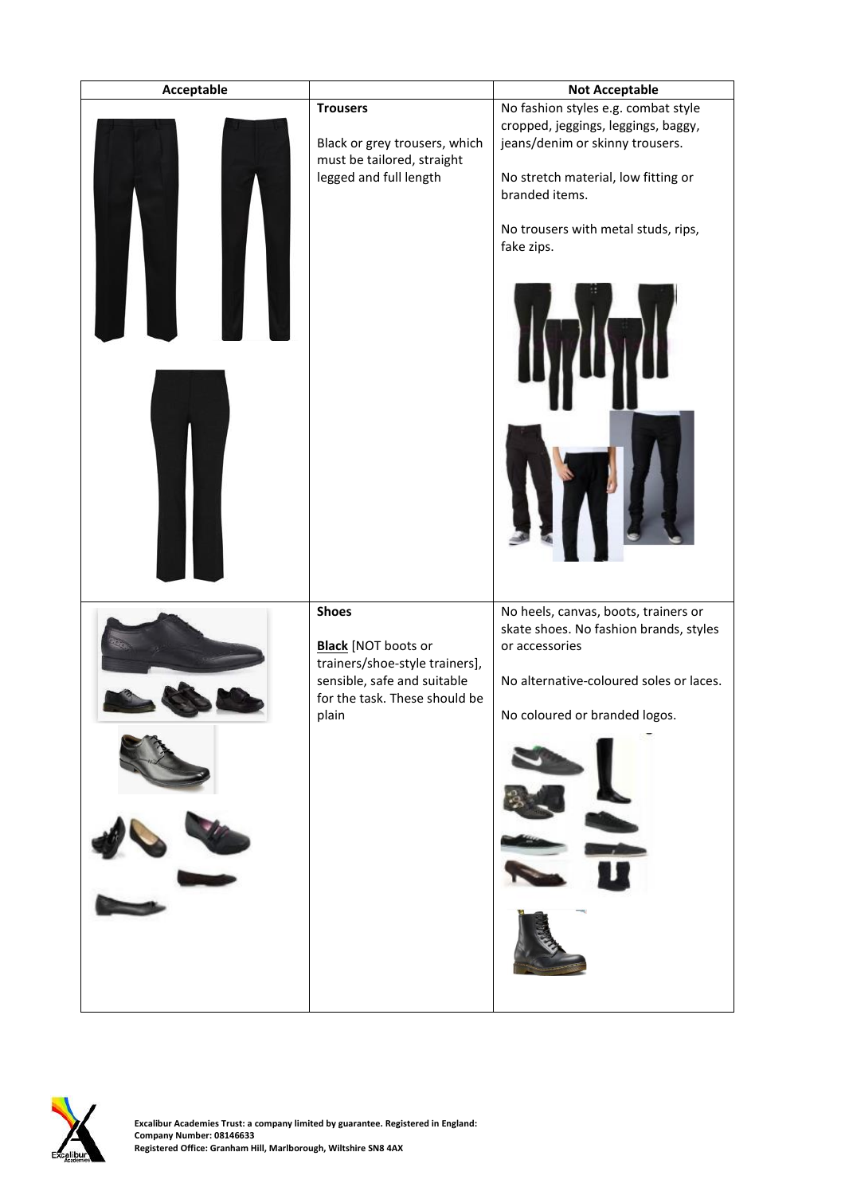| Acceptable | | Not Acceptable |
| --- | --- | --- |
| | **Trousers**<br><br>Black or grey trousers, which must be tailored, straight legged and full length | No fashion styles e.g. combat style cropped, jeggings, leggings, baggy, jeans/denim or skinny trousers.<br><br>No stretch material, low fitting or branded items.<br><br>No trousers with metal studs, rips, fake zips. |
| | **Shoes**<br><br>**Black** [NOT boots or trainers/shoe-style trainers], sensible, safe and suitable for the task. These should be plain | No heels, canvas, boots, trainers or skate shoes. No fashion brands, styles or accessories<br><br>No alternative-coloured soles or laces.<br><br>No coloured or branded logos. |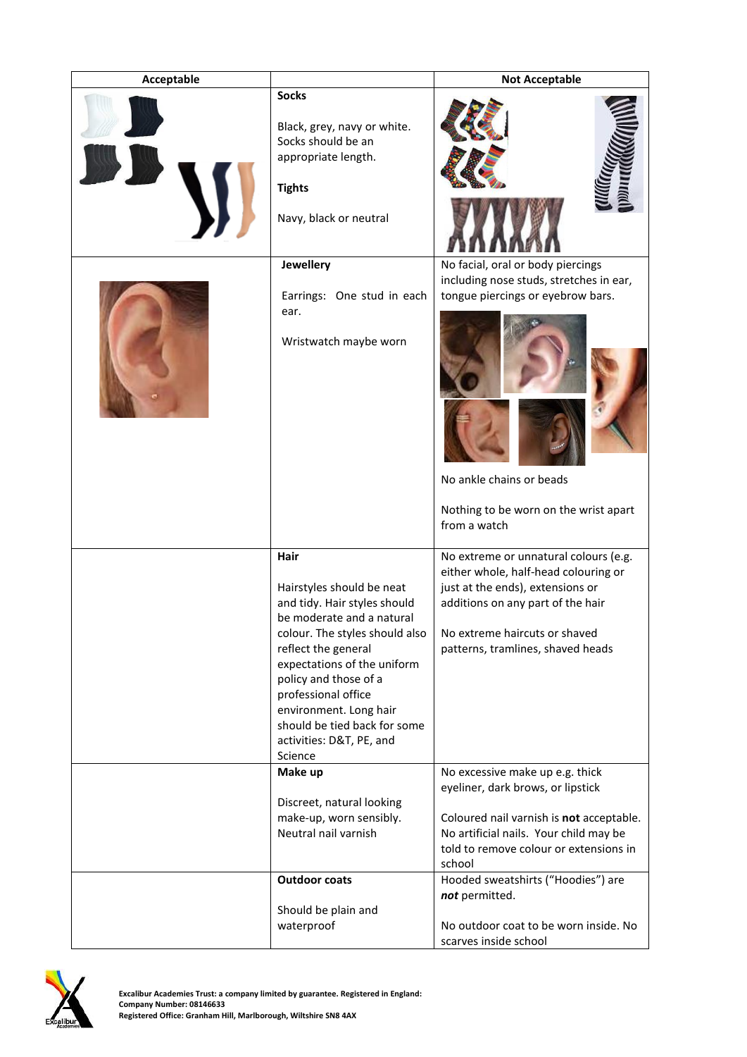| Acceptable | | Not Acceptable |
|---|---|---|
| | **Socks**<br><br>Black, grey, navy or white. Socks should be an appropriate length.<br><br>**Tights**<br><br>Navy, black or neutral | |
| | **Jewellery**<br><br>Earrings: One stud in each ear.<br><br>Wristwatch maybe worn | No facial, oral or body piercings including nose studs, stretches in ear, tongue piercings or eyebrow bars.<br><br>No ankle chains or beads<br><br>Nothing to be worn on the wrist apart from a watch |
| | **Hair**<br><br>Hairstyles should be neat and tidy. Hair styles should be moderate and a natural colour. The styles should also reflect the general expectations of the uniform policy and those of a professional office environment. Long hair should be tied back for some activities: D&T, PE, and Science | No extreme or unnatural colours (e.g. either whole, half-head colouring or just at the ends), extensions or additions on any part of the hair<br><br>No extreme haircuts or shaved patterns, tramlines, shaved heads |
| | **Make up**<br><br>Discreet, natural looking make-up, worn sensibly. Neutral nail varnish | No excessive make up e.g. thick eyeliner, dark brows, or lipstick<br><br>Coloured nail varnish is **not** acceptable. No artificial nails. Your child may be told to remove colour or extensions in school |
| | **Outdoor coats**<br><br>Should be plain and waterproof | Hooded sweatshirts ("Hoodies") are ***not*** permitted.<br><br>No outdoor coat to be worn inside. No scarves inside school |

**Excalibur Academies Trust: a company limited by guarantee. Registered in England:**
**Company Number: 08146633**
**Registered Office: Granham Hill, Marlborough, Wiltshire SN8 4AX**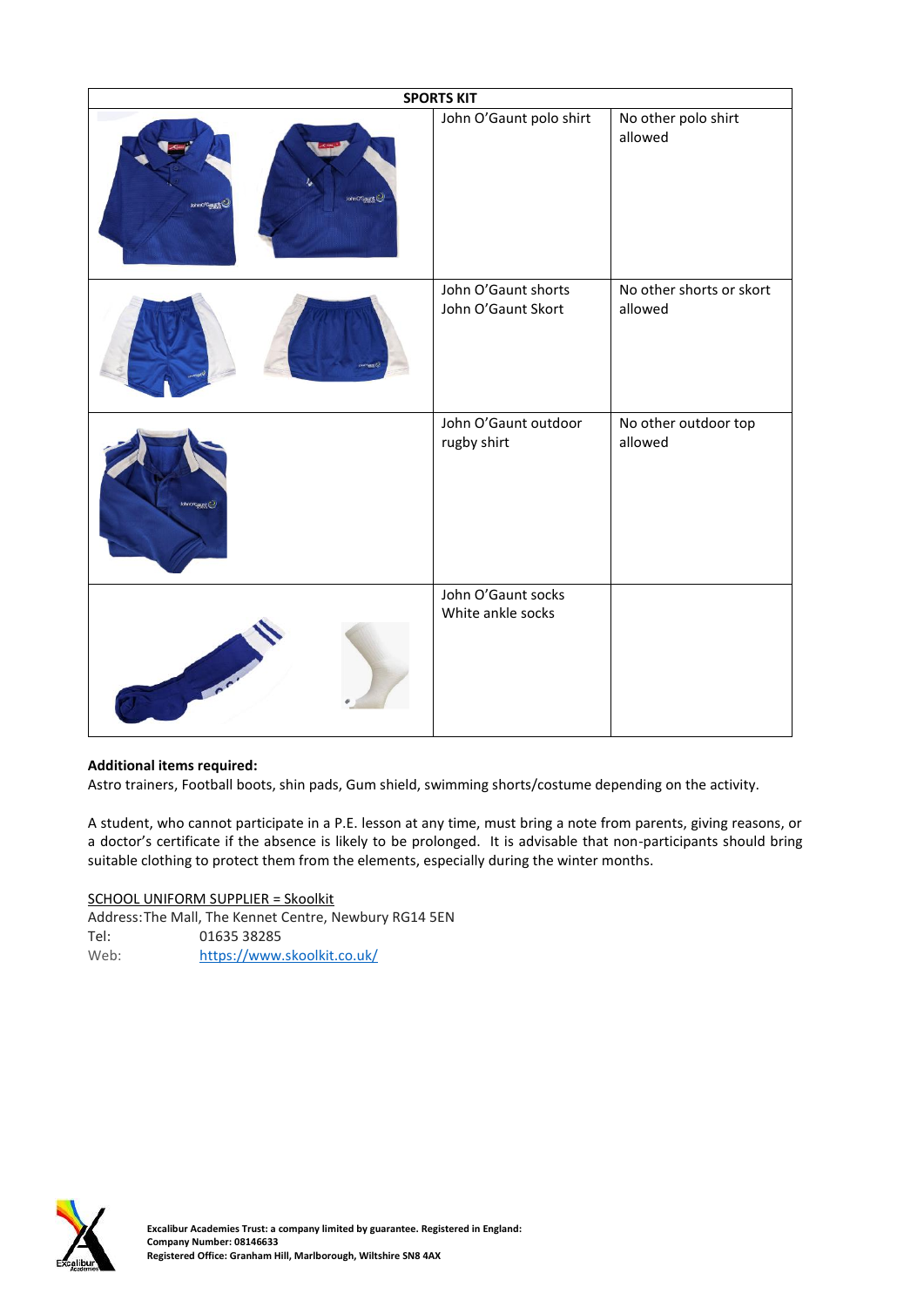| SPORTS KIT | | |
| --- | --- | --- |
| | John O'Gaunt polo shirt | No other polo shirt allowed |
| | John O'Gaunt shorts<br>John O'Gaunt Skort | No other shorts or skort allowed |
| | John O'Gaunt outdoor rugby shirt | No other outdoor top allowed |
| | John O'Gaunt socks<br>White ankle socks | |

**Additional items required:**

Astro trainers, Football boots, shin pads, Gum shield, swimming shorts/costume depending on the activity.

A student, who cannot participate in a P.E. lesson at any time, must bring a note from parents, giving reasons, or a doctor's certificate if the absence is likely to be prolonged. It is advisable that non-participants should bring suitable clothing to protect them from the elements, especially during the winter months.

SCHOOL UNIFORM SUPPLIER = Skoolkit

Address: The Mall, The Kennet Centre, Newbury RG14 5EN

Tel: 01635 38285

Web: https://www.skoolkit.co.uk/

**Excalibur Academies Trust: a company limited by guarantee. Registered in England:**
**Company Number: 08146633**
**Registered Office: Granham Hill, Marlborough, Wiltshire SN8 4AX**